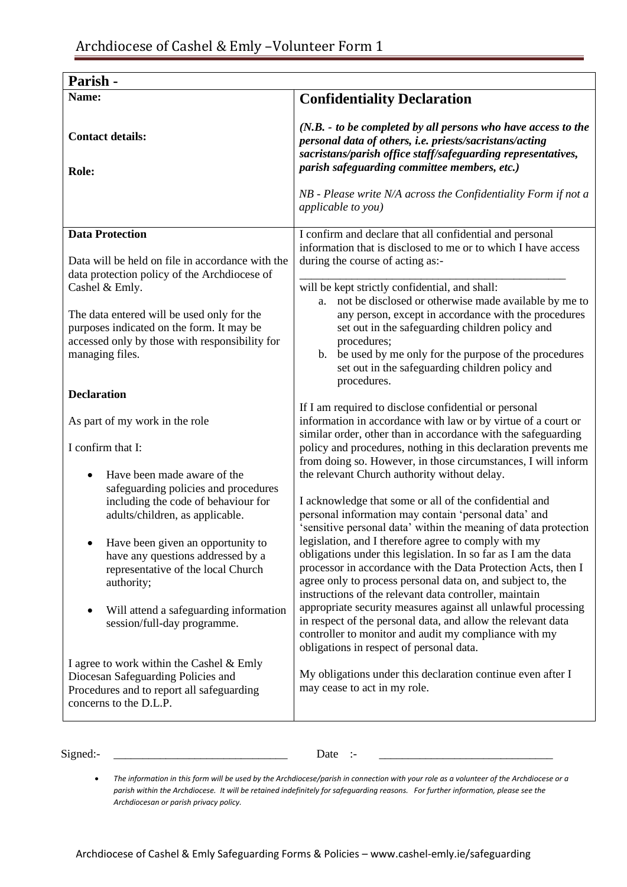# Archdiocese of Cashel & Emly –Volunteer Form 1

**Parish -**

**Name:**

**Contact details:**

**Role:**

**Data Protection**

Data will be held on file in accordance with the data protection policy of the Archdiocese of Cashel & Emly.

The data entered will be used only for the purposes indicated on the form. It may be accessed only by those with responsibility for managing files.

**Declaration**

As part of my work in the role

I confirm that I:

- Have been made aware of the safeguarding policies and procedures including the code of behaviour for adults/children, as applicable.
- Have been given an opportunity to have any questions addressed by a representative of the local Church authority;
- Will attend a safeguarding information session/full-day programme.

I agree to work within the Cashel & Emly Diocesan Safeguarding Policies and Procedures and to report all safeguarding concerns to the D.L.P.

## Confidentiality Declaration

***(N.B. - to be completed by all persons who have access to the personal data of others, i.e. priests/sacristans/acting sacristans/parish office staff/safeguarding representatives, parish safeguarding committee members, etc.)***

*NB - Please write N/A across the Confidentiality Form if not a applicable to you)*

I confirm and declare that all confidential and personal information that is disclosed to me or to which I have access during the course of acting as:-

_______________________________________________

will be kept strictly confidential, and shall:

a. not be disclosed or otherwise made available by me to any person, except in accordance with the procedures set out in the safeguarding children policy and procedures;
b. be used by me only for the purpose of the procedures set out in the safeguarding children policy and procedures.

If I am required to disclose confidential or personal information in accordance with law or by virtue of a court or similar order, other than in accordance with the safeguarding policy and procedures, nothing in this declaration prevents me from doing so. However, in those circumstances, I will inform the relevant Church authority without delay.

I acknowledge that some or all of the confidential and personal information may contain 'personal data' and 'sensitive personal data' within the meaning of data protection legislation, and I therefore agree to comply with my obligations under this legislation. In so far as I am the data processor in accordance with the Data Protection Acts, then I agree only to process personal data on, and subject to, the instructions of the relevant data controller, maintain appropriate security measures against all unlawful processing in respect of the personal data, and allow the relevant data controller to monitor and audit my compliance with my obligations in respect of personal data.

My obligations under this declaration continue even after I may cease to act in my role.

Signed:- ______________________________ Date :- ______________________________

- *The information in this form will be used by the Archdiocese/parish in connection with your role as a volunteer of the Archdiocese or a parish within the Archdiocese. It will be retained indefinitely for safeguarding reasons. For further information, please see the Archdiocesan or parish privacy policy.*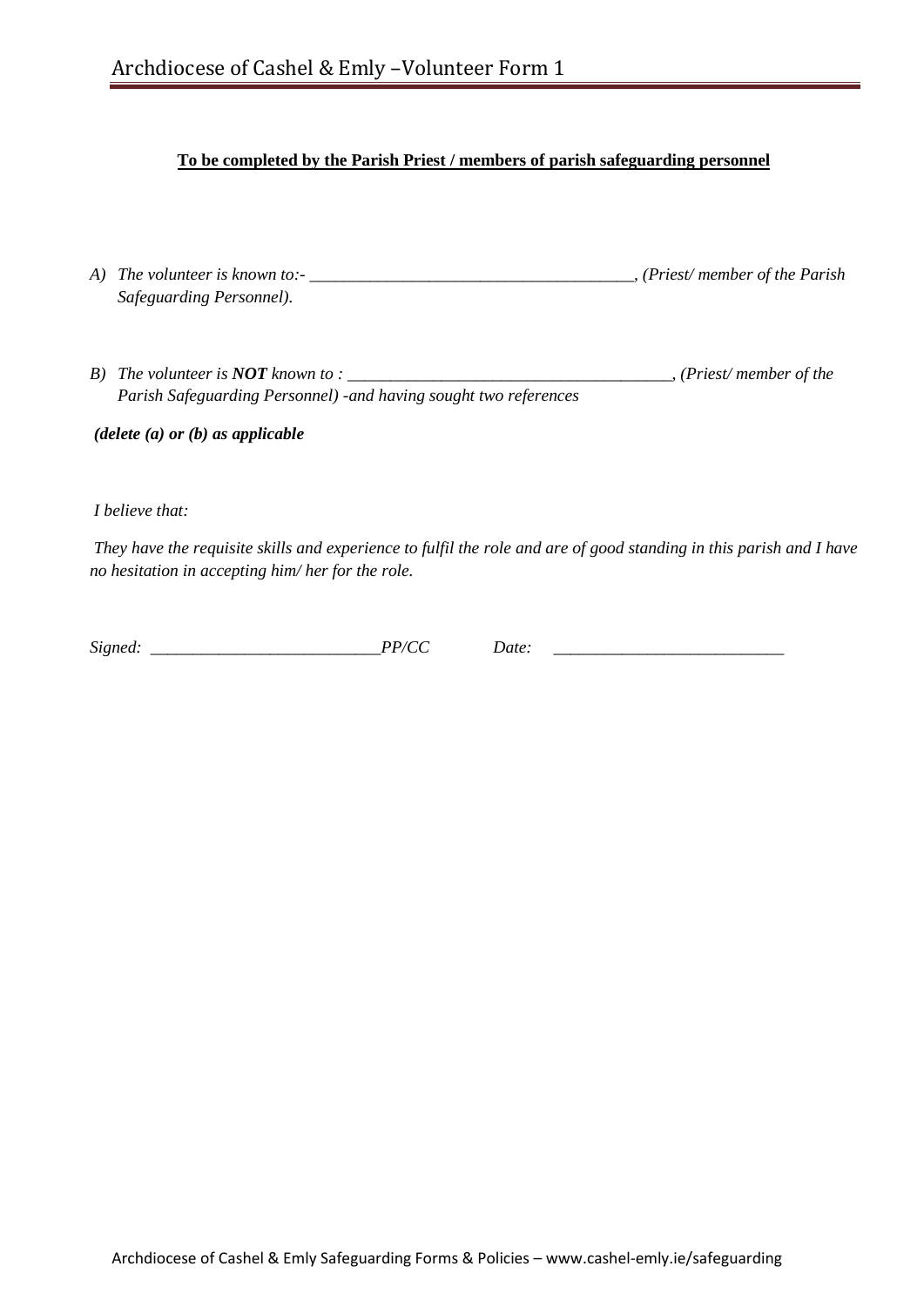**<u>To be completed by the Parish Priest / members of parish safeguarding personnel</u>**

A) *The volunteer is known to:- _______________________________________, (Priest/ member of the Parish Safeguarding Personnel).*

B) *The volunteer is **NOT** known to : _______________________________________, (Priest/ member of the Parish Safeguarding Personnel) -and having sought two references*

***(delete (a) or (b) as applicable***

*I believe that:*

*They have the requisite skills and experience to fulfil the role and are of good standing in this parish and I have no hesitation in accepting him/ her for the role.*

*Signed:* ___________________________*PP/CC*   *Date:* ___________________________